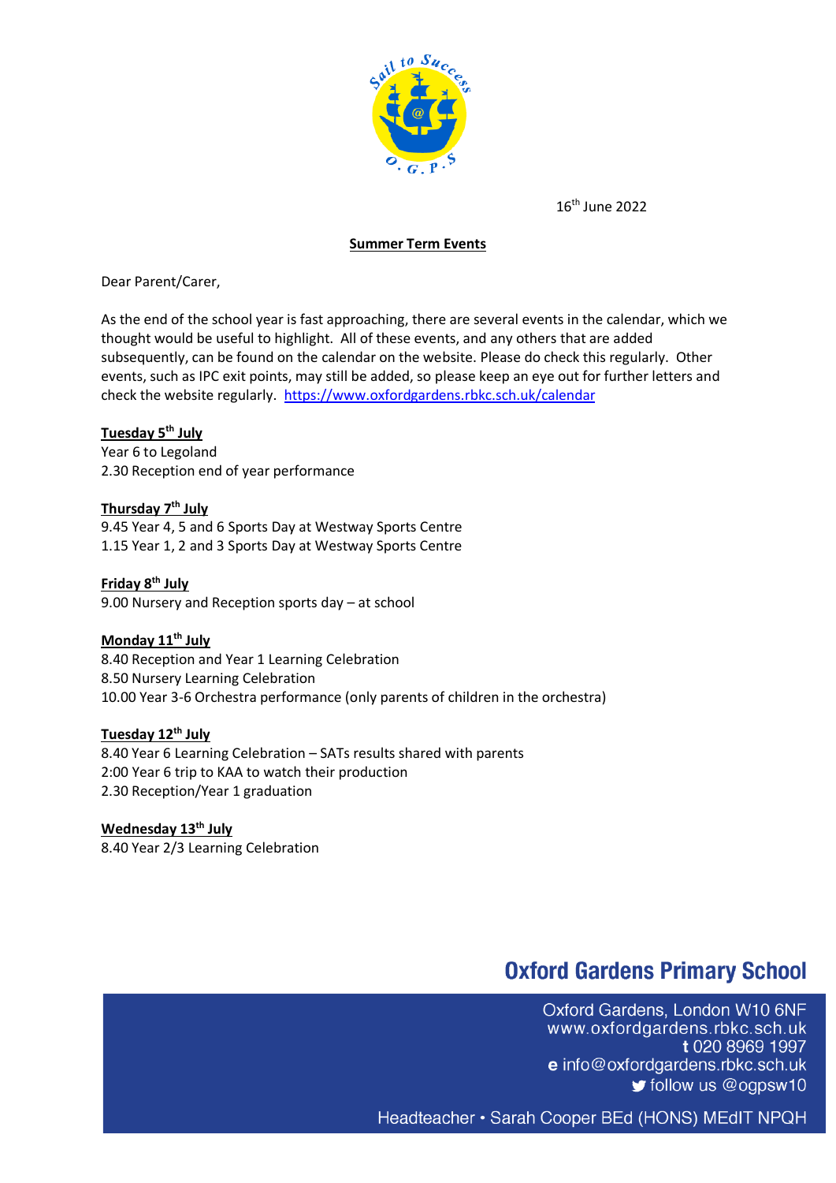16th June 2022

**Summer Term Events**

Dear Parent/Carer,

As the end of the school year is fast approaching, there are several events in the calendar, which we thought would be useful to highlight. All of these events, and any others that are added subsequently, can be found on the calendar on the website. Please do check this regularly. Other events, such as IPC exit points, may still be added, so please keep an eye out for further letters and check the website regularly. https://www.oxfordgardens.rbkc.sch.uk/calendar

**Tuesday 5th July**
Year 6 to Legoland
2.30 Reception end of year performance

**Thursday 7th July**
9.45 Year 4, 5 and 6 Sports Day at Westway Sports Centre
1.15 Year 1, 2 and 3 Sports Day at Westway Sports Centre

**Friday 8th July**
9.00 Nursery and Reception sports day – at school

**Monday 11th July**
8.40 Reception and Year 1 Learning Celebration
8.50 Nursery Learning Celebration
10.00 Year 3-6 Orchestra performance (only parents of children in the orchestra)

**Tuesday 12th July**
8.40 Year 6 Learning Celebration – SATs results shared with parents
2:00 Year 6 trip to KAA to watch their production
2.30 Reception/Year 1 graduation

**Wednesday 13th July**
8.40 Year 2/3 Learning Celebration

**Oxford Gardens Primary School**

Oxford Gardens, London W10 6NF
www.oxfordgardens.rbkc.sch.uk
t 020 8969 1997
e info@oxfordgardens.rbkc.sch.uk
follow us @ogpsw10

Headteacher • Sarah Cooper BEd (HONS) MEdIT NPQH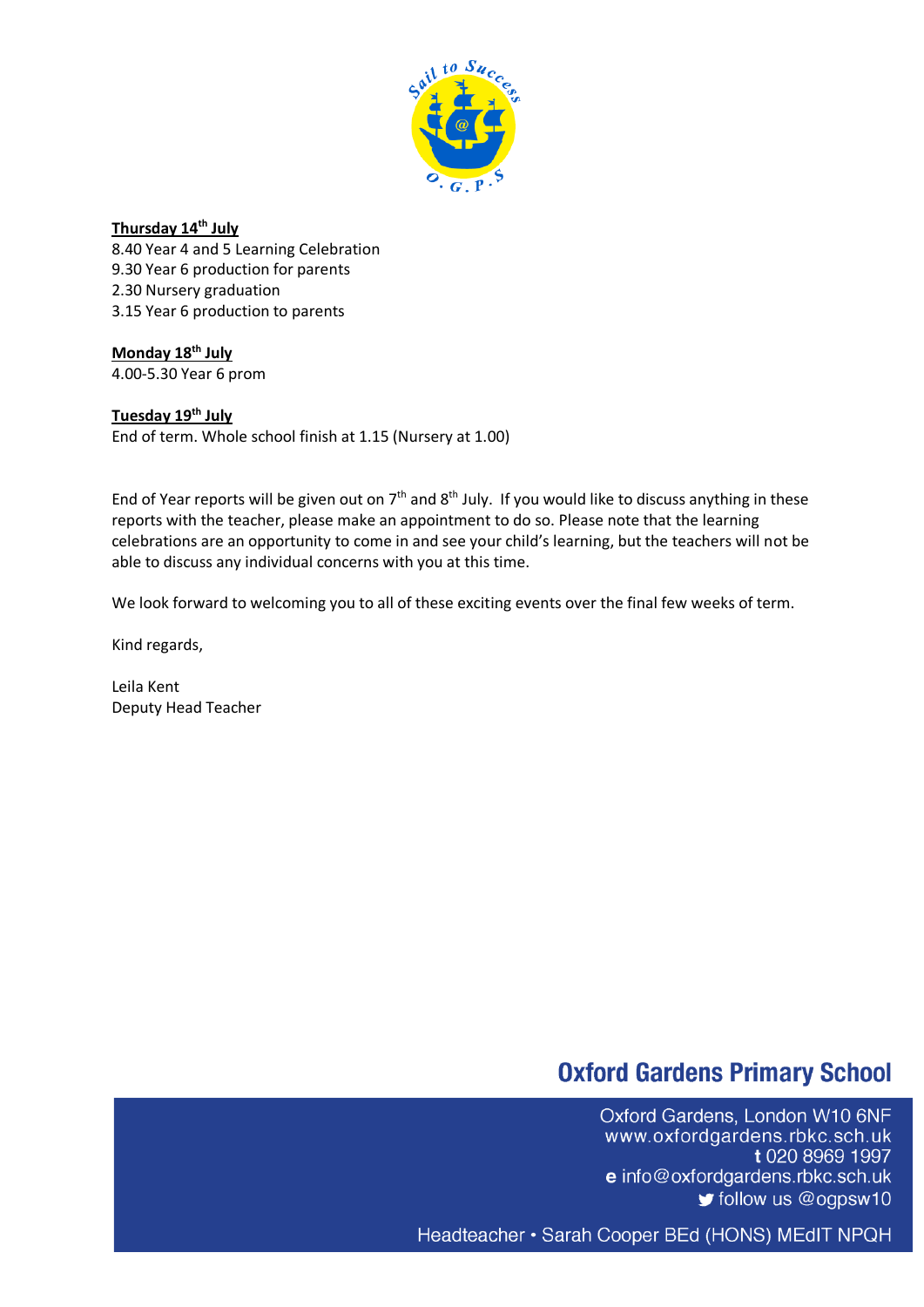**<u>Thursday 14th July</u>**
8.40 Year 4 and 5 Learning Celebration
9.30 Year 6 production for parents
2.30 Nursery graduation
3.15 Year 6 production to parents

**<u>Monday 18th July</u>**
4.00-5.30 Year 6 prom

**<u>Tuesday 19th July</u>**
End of term. Whole school finish at 1.15 (Nursery at 1.00)

End of Year reports will be given out on 7th and 8th July. If you would like to discuss anything in these reports with the teacher, please make an appointment to do so. Please note that the learning celebrations are an opportunity to come in and see your child's learning, but the teachers will not be able to discuss any individual concerns with you at this time.

We look forward to welcoming you to all of these exciting events over the final few weeks of term.

Kind regards,

Leila Kent
Deputy Head Teacher

**Oxford Gardens Primary School**

Oxford Gardens, London W10 6NF
www.oxfordgardens.rbkc.sch.uk
**t** 020 8969 1997
**e** info@oxfordgardens.rbkc.sch.uk
follow us @ogpsw10

Headteacher • Sarah Cooper BEd (HONS) MEdIT NPQH